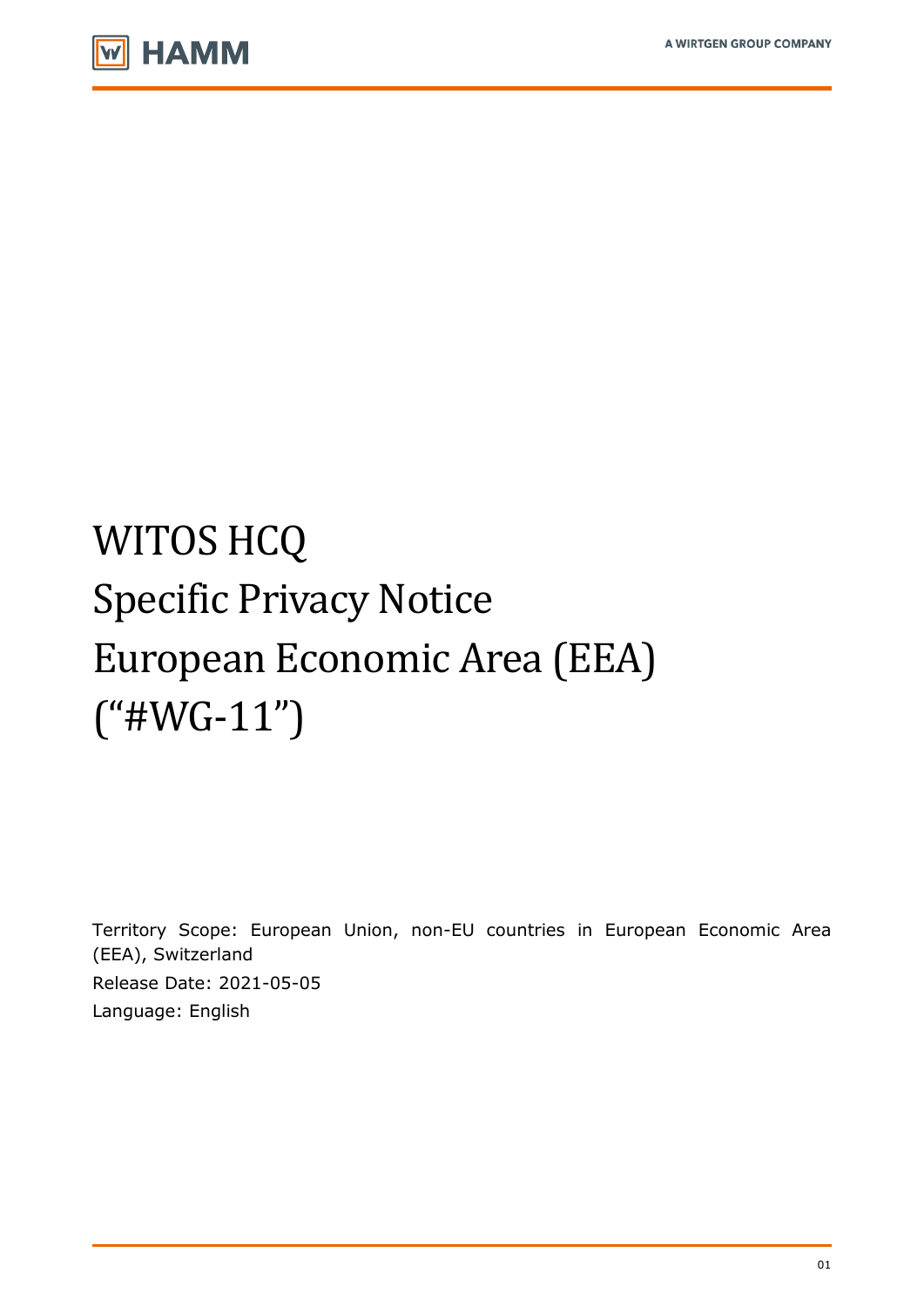# WITOS HCQ
# Specific Privacy Notice
# European Economic Area (EEA)
# ("#WG-11")

Territory Scope: European Union, non-EU countries in European Economic Area (EEA), Switzerland

Release Date: 2021-05-05

Language: English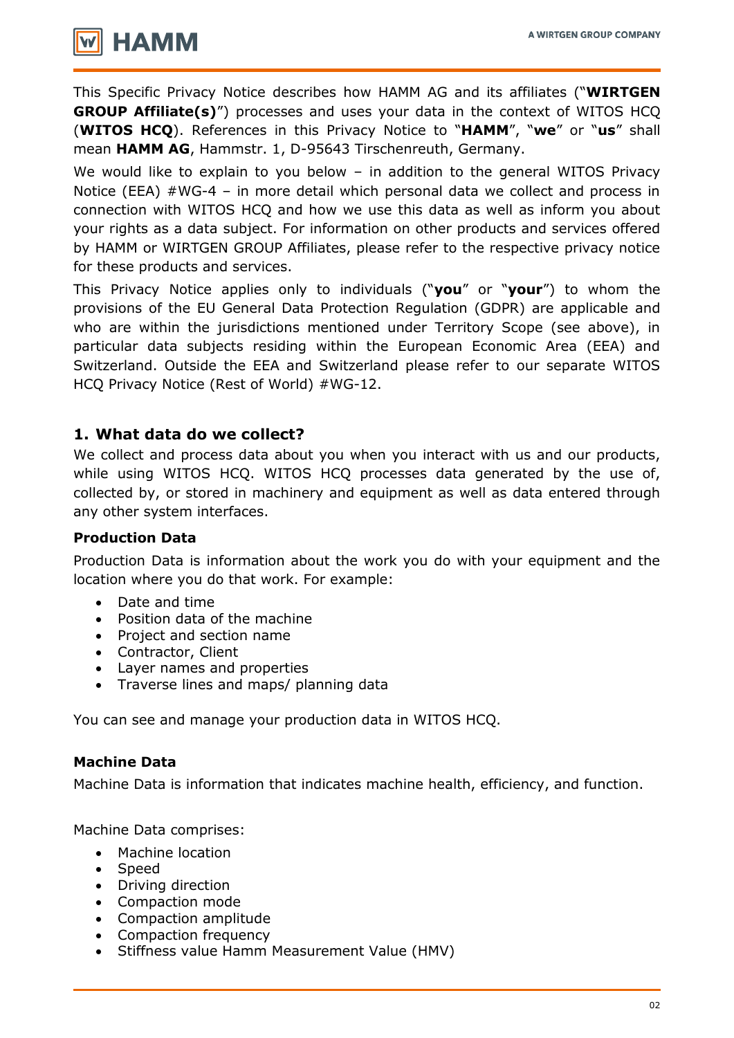This Specific Privacy Notice describes how HAMM AG and its affiliates ("**WIRTGEN GROUP Affiliate(s)**") processes and uses your data in the context of WITOS HCQ (**WITOS HCQ**). References in this Privacy Notice to "**HAMM**", "**we**" or "**us**" shall mean **HAMM AG**, Hammstr. 1, D-95643 Tirschenreuth, Germany.

We would like to explain to you below – in addition to the general WITOS Privacy Notice (EEA) #WG-4 – in more detail which personal data we collect and process in connection with WITOS HCQ and how we use this data as well as inform you about your rights as a data subject. For information on other products and services offered by HAMM or WIRTGEN GROUP Affiliates, please refer to the respective privacy notice for these products and services.

This Privacy Notice applies only to individuals ("**you**" or "**your**") to whom the provisions of the EU General Data Protection Regulation (GDPR) are applicable and who are within the jurisdictions mentioned under Territory Scope (see above), in particular data subjects residing within the European Economic Area (EEA) and Switzerland. Outside the EEA and Switzerland please refer to our separate WITOS HCQ Privacy Notice (Rest of World) #WG-12.

## 1. What data do we collect?

We collect and process data about you when you interact with us and our products, while using WITOS HCQ. WITOS HCQ processes data generated by the use of, collected by, or stored in machinery and equipment as well as data entered through any other system interfaces.

**Production Data**

Production Data is information about the work you do with your equipment and the location where you do that work. For example:

- Date and time
- Position data of the machine
- Project and section name
- Contractor, Client
- Layer names and properties
- Traverse lines and maps/ planning data

You can see and manage your production data in WITOS HCQ.

**Machine Data**

Machine Data is information that indicates machine health, efficiency, and function.

Machine Data comprises:

- Machine location
- Speed
- Driving direction
- Compaction mode
- Compaction amplitude
- Compaction frequency
- Stiffness value Hamm Measurement Value (HMV)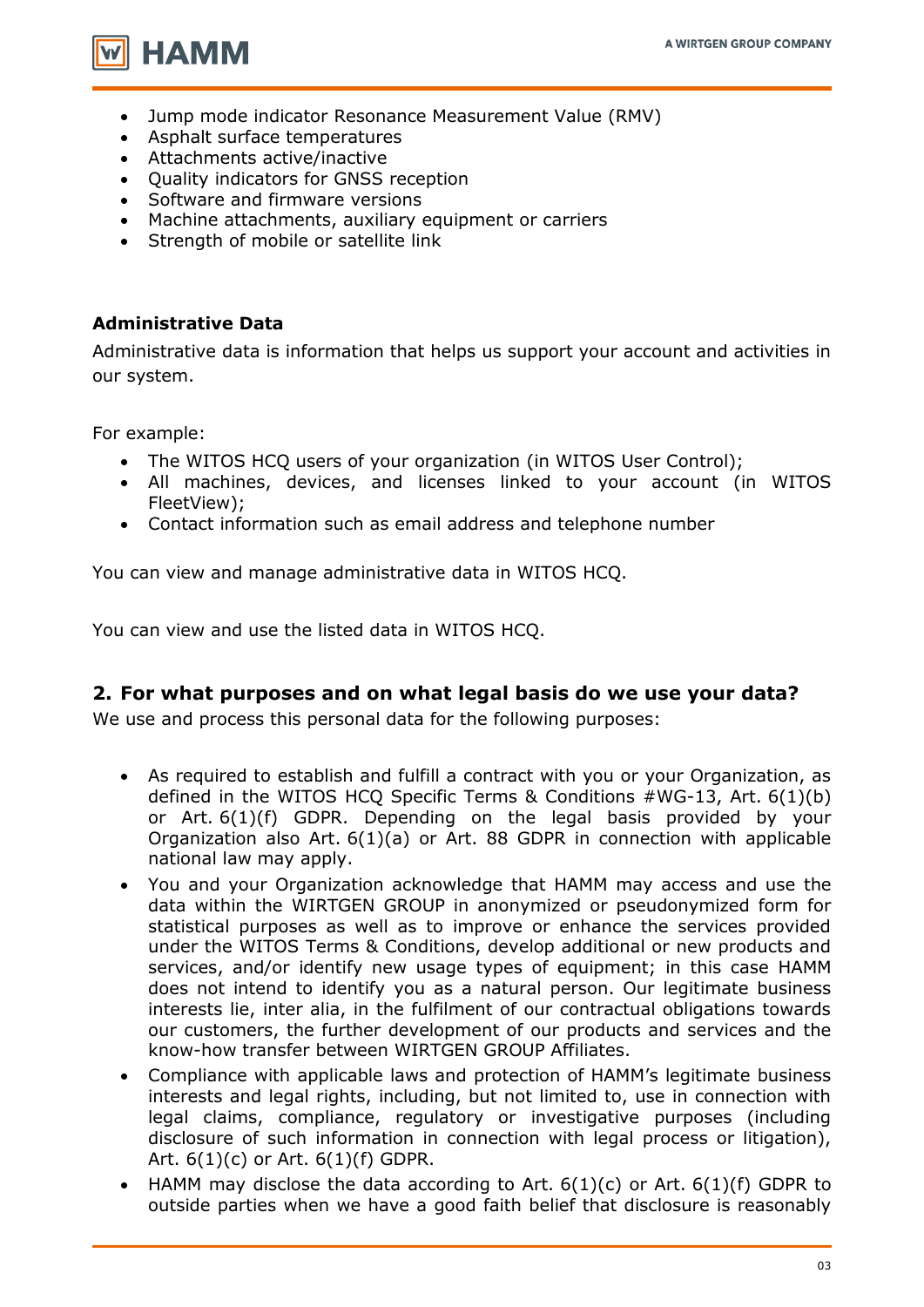- Jump mode indicator Resonance Measurement Value (RMV)
- Asphalt surface temperatures
- Attachments active/inactive
- Quality indicators for GNSS reception
- Software and firmware versions
- Machine attachments, auxiliary equipment or carriers
- Strength of mobile or satellite link

**Administrative Data**

Administrative data is information that helps us support your account and activities in our system.

For example:

- The WITOS HCQ users of your organization (in WITOS User Control);
- All machines, devices, and licenses linked to your account (in WITOS FleetView);
- Contact information such as email address and telephone number

You can view and manage administrative data in WITOS HCQ.

You can view and use the listed data in WITOS HCQ.

## 2. For what purposes and on what legal basis do we use your data?

We use and process this personal data for the following purposes:

- As required to establish and fulfill a contract with you or your Organization, as defined in the WITOS HCQ Specific Terms & Conditions #WG-13, Art. 6(1)(b) or Art. 6(1)(f) GDPR. Depending on the legal basis provided by your Organization also Art. 6(1)(a) or Art. 88 GDPR in connection with applicable national law may apply.
- You and your Organization acknowledge that HAMM may access and use the data within the WIRTGEN GROUP in anonymized or pseudonymized form for statistical purposes as well as to improve or enhance the services provided under the WITOS Terms & Conditions, develop additional or new products and services, and/or identify new usage types of equipment; in this case HAMM does not intend to identify you as a natural person. Our legitimate business interests lie, inter alia, in the fulfilment of our contractual obligations towards our customers, the further development of our products and services and the know-how transfer between WIRTGEN GROUP Affiliates.
- Compliance with applicable laws and protection of HAMM's legitimate business interests and legal rights, including, but not limited to, use in connection with legal claims, compliance, regulatory or investigative purposes (including disclosure of such information in connection with legal process or litigation), Art. 6(1)(c) or Art. 6(1)(f) GDPR.
- HAMM may disclose the data according to Art. 6(1)(c) or Art. 6(1)(f) GDPR to outside parties when we have a good faith belief that disclosure is reasonably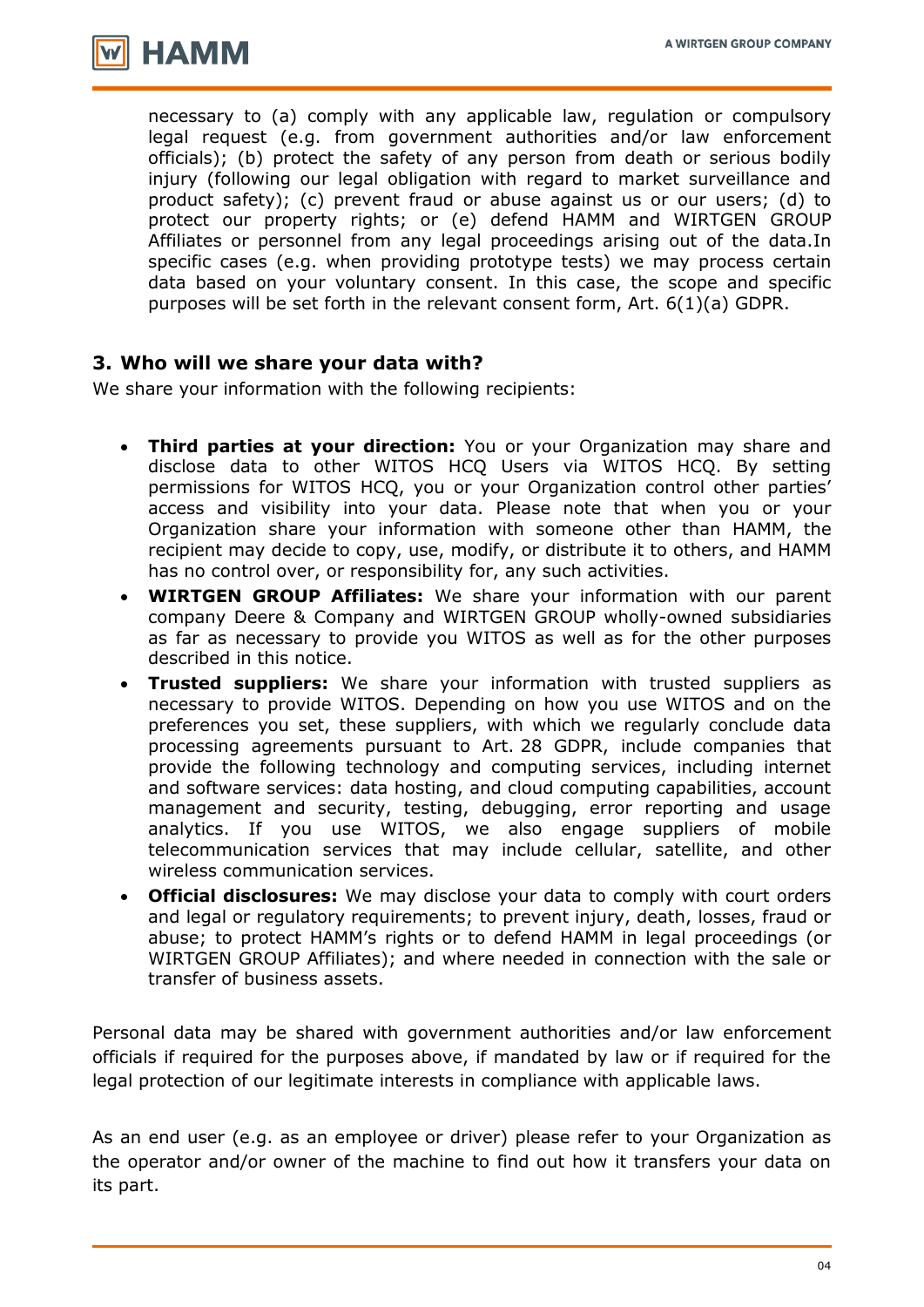necessary to (a) comply with any applicable law, regulation or compulsory legal request (e.g. from government authorities and/or law enforcement officials); (b) protect the safety of any person from death or serious bodily injury (following our legal obligation with regard to market surveillance and product safety); (c) prevent fraud or abuse against us or our users; (d) to protect our property rights; or (e) defend HAMM and WIRTGEN GROUP Affiliates or personnel from any legal proceedings arising out of the data.In specific cases (e.g. when providing prototype tests) we may process certain data based on your voluntary consent. In this case, the scope and specific purposes will be set forth in the relevant consent form, Art. 6(1)(a) GDPR.

## 3. Who will we share your data with?

We share your information with the following recipients:

- **Third parties at your direction:** You or your Organization may share and disclose data to other WITOS HCQ Users via WITOS HCQ. By setting permissions for WITOS HCQ, you or your Organization control other parties' access and visibility into your data. Please note that when you or your Organization share your information with someone other than HAMM, the recipient may decide to copy, use, modify, or distribute it to others, and HAMM has no control over, or responsibility for, any such activities.
- **WIRTGEN GROUP Affiliates:** We share your information with our parent company Deere & Company and WIRTGEN GROUP wholly-owned subsidiaries as far as necessary to provide you WITOS as well as for the other purposes described in this notice.
- **Trusted suppliers:** We share your information with trusted suppliers as necessary to provide WITOS. Depending on how you use WITOS and on the preferences you set, these suppliers, with which we regularly conclude data processing agreements pursuant to Art. 28 GDPR, include companies that provide the following technology and computing services, including internet and software services: data hosting, and cloud computing capabilities, account management and security, testing, debugging, error reporting and usage analytics. If you use WITOS, we also engage suppliers of mobile telecommunication services that may include cellular, satellite, and other wireless communication services.
- **Official disclosures:** We may disclose your data to comply with court orders and legal or regulatory requirements; to prevent injury, death, losses, fraud or abuse; to protect HAMM's rights or to defend HAMM in legal proceedings (or WIRTGEN GROUP Affiliates); and where needed in connection with the sale or transfer of business assets.

Personal data may be shared with government authorities and/or law enforcement officials if required for the purposes above, if mandated by law or if required for the legal protection of our legitimate interests in compliance with applicable laws.

As an end user (e.g. as an employee or driver) please refer to your Organization as the operator and/or owner of the machine to find out how it transfers your data on its part.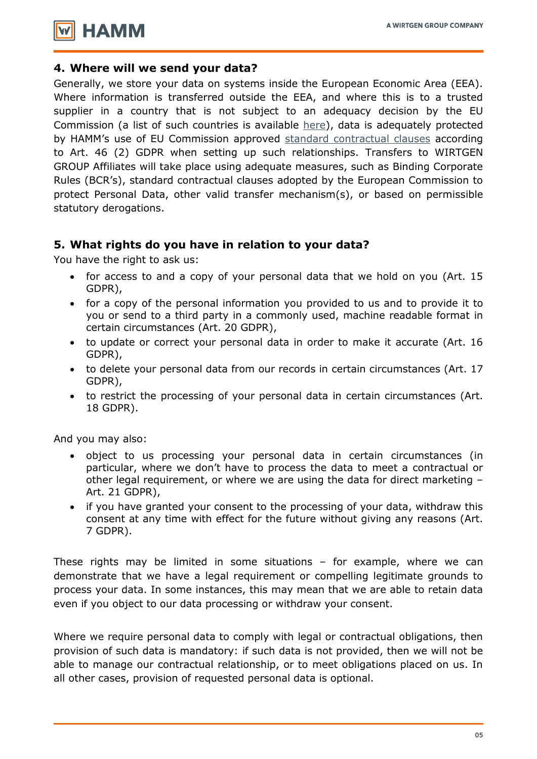## 4. Where will we send your data?

Generally, we store your data on systems inside the European Economic Area (EEA). Where information is transferred outside the EEA, and where this is to a trusted supplier in a country that is not subject to an adequacy decision by the EU Commission (a list of such countries is available here), data is adequately protected by HAMM's use of EU Commission approved standard contractual clauses according to Art. 46 (2) GDPR when setting up such relationships. Transfers to WIRTGEN GROUP Affiliates will take place using adequate measures, such as Binding Corporate Rules (BCR's), standard contractual clauses adopted by the European Commission to protect Personal Data, other valid transfer mechanism(s), or based on permissible statutory derogations.

## 5. What rights do you have in relation to your data?

You have the right to ask us:

- for access to and a copy of your personal data that we hold on you (Art. 15 GDPR),
- for a copy of the personal information you provided to us and to provide it to you or send to a third party in a commonly used, machine readable format in certain circumstances (Art. 20 GDPR),
- to update or correct your personal data in order to make it accurate (Art. 16 GDPR),
- to delete your personal data from our records in certain circumstances (Art. 17 GDPR),
- to restrict the processing of your personal data in certain circumstances (Art. 18 GDPR).

And you may also:

- object to us processing your personal data in certain circumstances (in particular, where we don't have to process the data to meet a contractual or other legal requirement, or where we are using the data for direct marketing – Art. 21 GDPR),
- if you have granted your consent to the processing of your data, withdraw this consent at any time with effect for the future without giving any reasons (Art. 7 GDPR).

These rights may be limited in some situations – for example, where we can demonstrate that we have a legal requirement or compelling legitimate grounds to process your data. In some instances, this may mean that we are able to retain data even if you object to our data processing or withdraw your consent.

Where we require personal data to comply with legal or contractual obligations, then provision of such data is mandatory: if such data is not provided, then we will not be able to manage our contractual relationship, or to meet obligations placed on us. In all other cases, provision of requested personal data is optional.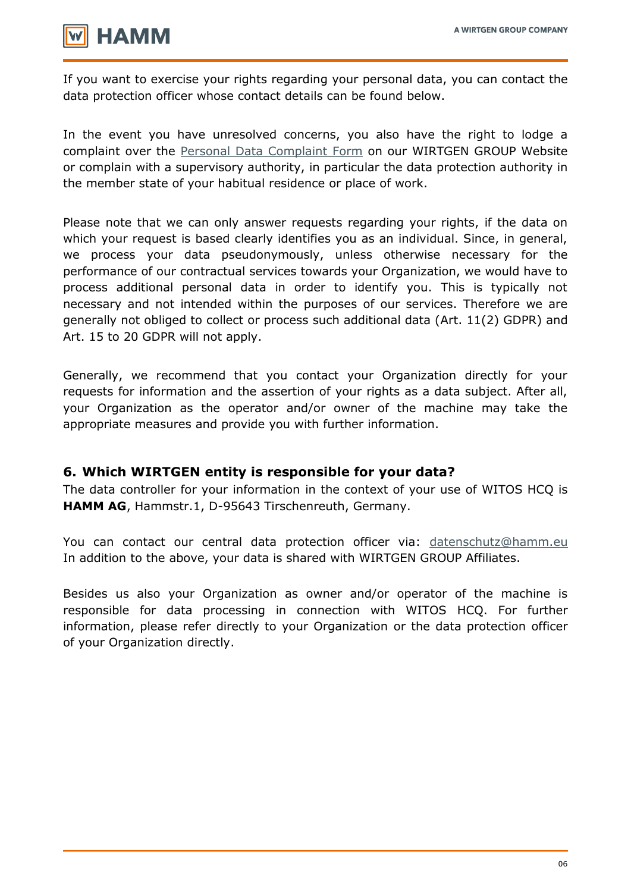If you want to exercise your rights regarding your personal data, you can contact the data protection officer whose contact details can be found below.

In the event you have unresolved concerns, you also have the right to lodge a complaint over the Personal Data Complaint Form on our WIRTGEN GROUP Website or complain with a supervisory authority, in particular the data protection authority in the member state of your habitual residence or place of work.

Please note that we can only answer requests regarding your rights, if the data on which your request is based clearly identifies you as an individual. Since, in general, we process your data pseudonymously, unless otherwise necessary for the performance of our contractual services towards your Organization, we would have to process additional personal data in order to identify you. This is typically not necessary and not intended within the purposes of our services. Therefore we are generally not obliged to collect or process such additional data (Art. 11(2) GDPR) and Art. 15 to 20 GDPR will not apply.

Generally, we recommend that you contact your Organization directly for your requests for information and the assertion of your rights as a data subject. After all, your Organization as the operator and/or owner of the machine may take the appropriate measures and provide you with further information.

## 6. Which WIRTGEN entity is responsible for your data?

The data controller for your information in the context of your use of WITOS HCQ is **HAMM AG**, Hammstr.1, D-95643 Tirschenreuth, Germany.

You can contact our central data protection officer via: datenschutz@hamm.eu
In addition to the above, your data is shared with WIRTGEN GROUP Affiliates.

Besides us also your Organization as owner and/or operator of the machine is responsible for data processing in connection with WITOS HCQ. For further information, please refer directly to your Organization or the data protection officer of your Organization directly.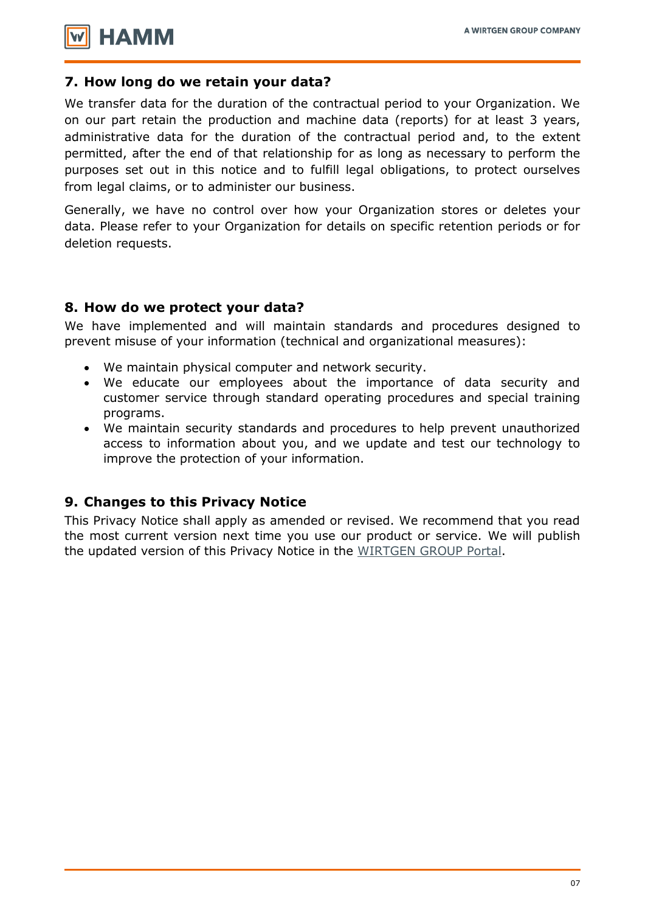## 7. How long do we retain your data?

We transfer data for the duration of the contractual period to your Organization. We on our part retain the production and machine data (reports) for at least 3 years, administrative data for the duration of the contractual period and, to the extent permitted, after the end of that relationship for as long as necessary to perform the purposes set out in this notice and to fulfill legal obligations, to protect ourselves from legal claims, or to administer our business.

Generally, we have no control over how your Organization stores or deletes your data. Please refer to your Organization for details on specific retention periods or for deletion requests.

## 8. How do we protect your data?

We have implemented and will maintain standards and procedures designed to prevent misuse of your information (technical and organizational measures):

- We maintain physical computer and network security.
- We educate our employees about the importance of data security and customer service through standard operating procedures and special training programs.
- We maintain security standards and procedures to help prevent unauthorized access to information about you, and we update and test our technology to improve the protection of your information.

## 9. Changes to this Privacy Notice

This Privacy Notice shall apply as amended or revised. We recommend that you read the most current version next time you use our product or service. We will publish the updated version of this Privacy Notice in the WIRTGEN GROUP Portal.